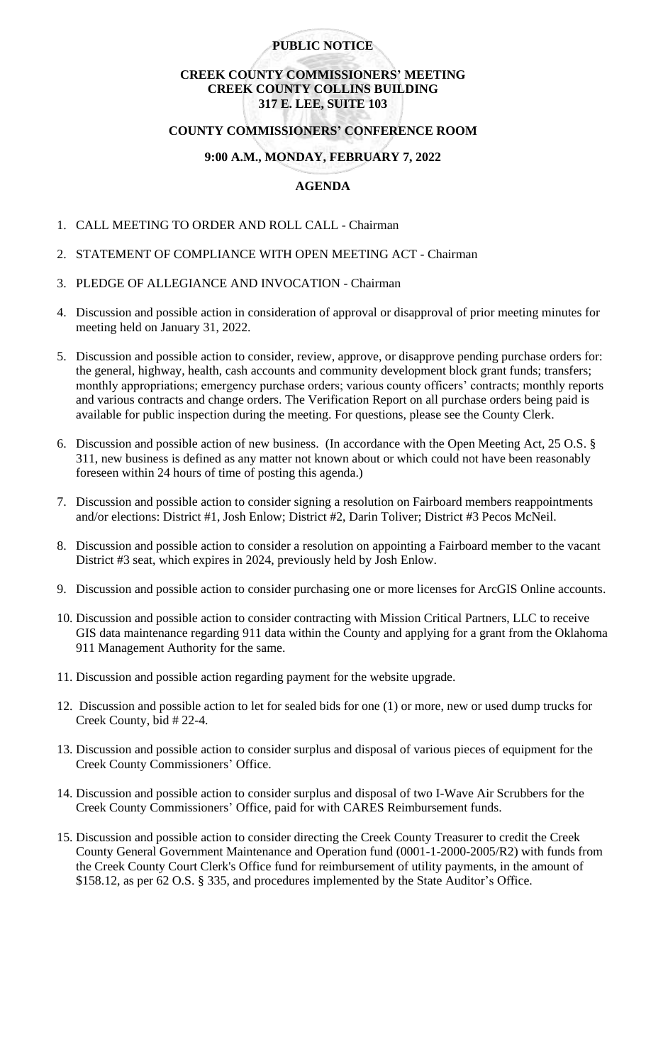**PUBLIC NOTICE**

**CREEK COUNTY COMMISSIONERS' MEETING**
**CREEK COUNTY COLLINS BUILDING**
**317 E. LEE, SUITE 103**

**COUNTY COMMISSIONERS' CONFERENCE ROOM**

**9:00 A.M., MONDAY, FEBRUARY 7, 2022**

**AGENDA**

1. CALL MEETING TO ORDER AND ROLL CALL - Chairman

2. STATEMENT OF COMPLIANCE WITH OPEN MEETING ACT - Chairman

3. PLEDGE OF ALLEGIANCE AND INVOCATION - Chairman

4. Discussion and possible action in consideration of approval or disapproval of prior meeting minutes for meeting held on January 31, 2022.

5. Discussion and possible action to consider, review, approve, or disapprove pending purchase orders for: the general, highway, health, cash accounts and community development block grant funds; transfers; monthly appropriations; emergency purchase orders; various county officers' contracts; monthly reports and various contracts and change orders. The Verification Report on all purchase orders being paid is available for public inspection during the meeting. For questions, please see the County Clerk.

6. Discussion and possible action of new business. (In accordance with the Open Meeting Act, 25 O.S. § 311, new business is defined as any matter not known about or which could not have been reasonably foreseen within 24 hours of time of posting this agenda.)

7. Discussion and possible action to consider signing a resolution on Fairboard members reappointments and/or elections: District #1, Josh Enlow; District #2, Darin Toliver; District #3 Pecos McNeil.

8. Discussion and possible action to consider a resolution on appointing a Fairboard member to the vacant District #3 seat, which expires in 2024, previously held by Josh Enlow.

9. Discussion and possible action to consider purchasing one or more licenses for ArcGIS Online accounts.

10. Discussion and possible action to consider contracting with Mission Critical Partners, LLC to receive GIS data maintenance regarding 911 data within the County and applying for a grant from the Oklahoma 911 Management Authority for the same.

11. Discussion and possible action regarding payment for the website upgrade.

12. Discussion and possible action to let for sealed bids for one (1) or more, new or used dump trucks for Creek County, bid # 22-4.

13. Discussion and possible action to consider surplus and disposal of various pieces of equipment for the Creek County Commissioners' Office.

14. Discussion and possible action to consider surplus and disposal of two I-Wave Air Scrubbers for the Creek County Commissioners' Office, paid for with CARES Reimbursement funds.

15. Discussion and possible action to consider directing the Creek County Treasurer to credit the Creek County General Government Maintenance and Operation fund (0001-1-2000-2005/R2) with funds from the Creek County Court Clerk's Office fund for reimbursement of utility payments, in the amount of $158.12, as per 62 O.S. § 335, and procedures implemented by the State Auditor's Office.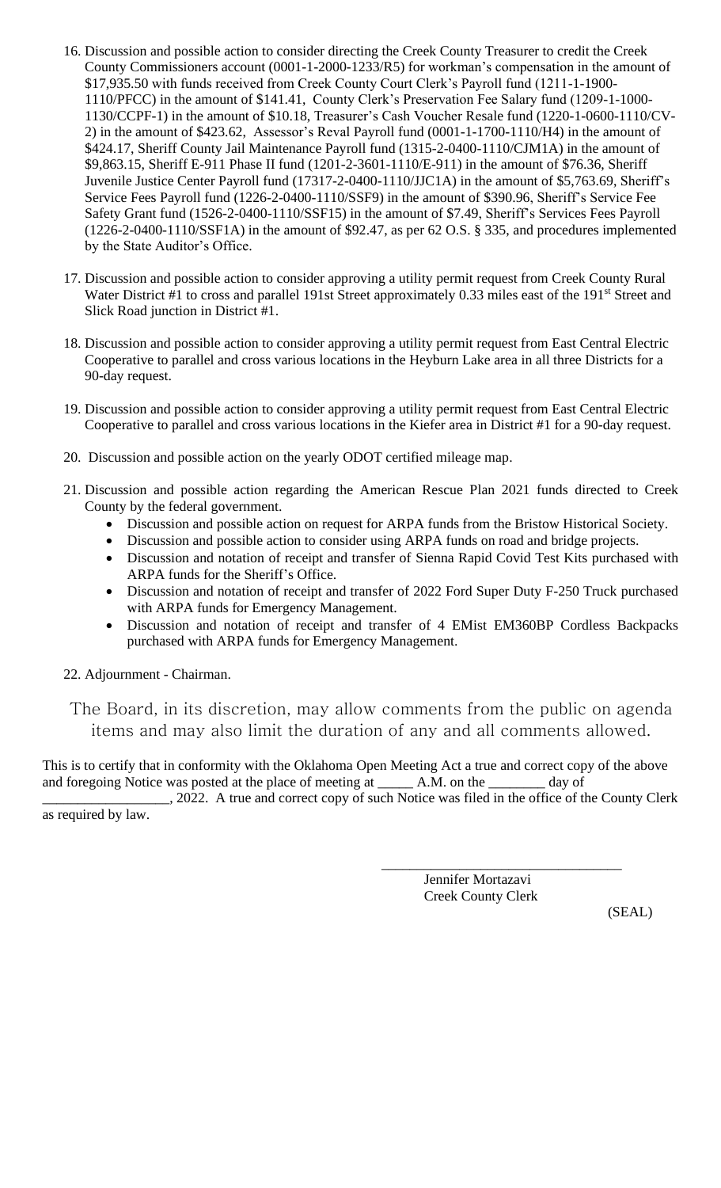16. Discussion and possible action to consider directing the Creek County Treasurer to credit the Creek County Commissioners account (0001-1-2000-1233/R5) for workman's compensation in the amount of $17,935.50 with funds received from Creek County Court Clerk's Payroll fund (1211-1-1900-1110/PFCC) in the amount of $141.41, County Clerk's Preservation Fee Salary fund (1209-1-1000-1130/CCPF-1) in the amount of $10.18, Treasurer's Cash Voucher Resale fund (1220-1-0600-1110/CV-2) in the amount of $423.62, Assessor's Reval Payroll fund (0001-1-1700-1110/H4) in the amount of $424.17, Sheriff County Jail Maintenance Payroll fund (1315-2-0400-1110/CJM1A) in the amount of $9,863.15, Sheriff E-911 Phase II fund (1201-2-3601-1110/E-911) in the amount of $76.36, Sheriff Juvenile Justice Center Payroll fund (17317-2-0400-1110/JJC1A) in the amount of $5,763.69, Sheriff's Service Fees Payroll fund (1226-2-0400-1110/SSF9) in the amount of $390.96, Sheriff's Service Fee Safety Grant fund (1526-2-0400-1110/SSF15) in the amount of $7.49, Sheriff's Services Fees Payroll (1226-2-0400-1110/SSF1A) in the amount of $92.47, as per 62 O.S. § 335, and procedures implemented by the State Auditor's Office.

17. Discussion and possible action to consider approving a utility permit request from Creek County Rural Water District #1 to cross and parallel 191st Street approximately 0.33 miles east of the 191st Street and Slick Road junction in District #1.

18. Discussion and possible action to consider approving a utility permit request from East Central Electric Cooperative to parallel and cross various locations in the Heyburn Lake area in all three Districts for a 90-day request.

19. Discussion and possible action to consider approving a utility permit request from East Central Electric Cooperative to parallel and cross various locations in the Kiefer area in District #1 for a 90-day request.

20. Discussion and possible action on the yearly ODOT certified mileage map.

21. Discussion and possible action regarding the American Rescue Plan 2021 funds directed to Creek County by the federal government.
    - Discussion and possible action on request for ARPA funds from the Bristow Historical Society.
    - Discussion and possible action to consider using ARPA funds on road and bridge projects.
    - Discussion and notation of receipt and transfer of Sienna Rapid Covid Test Kits purchased with ARPA funds for the Sheriff's Office.
    - Discussion and notation of receipt and transfer of 2022 Ford Super Duty F-250 Truck purchased with ARPA funds for Emergency Management.
    - Discussion and notation of receipt and transfer of 4 EMist EM360BP Cordless Backpacks purchased with ARPA funds for Emergency Management.

22. Adjournment - Chairman.

The Board, in its discretion, may allow comments from the public on agenda items and may also limit the duration of any and all comments allowed.

This is to certify that in conformity with the Oklahoma Open Meeting Act a true and correct copy of the above and foregoing Notice was posted at the place of meeting at _____ A.M. on the ________ day of __________________, 2022. A true and correct copy of such Notice was filed in the office of the County Clerk as required by law.

__________________________________

Jennifer Mortazavi
Creek County Clerk

(SEAL)